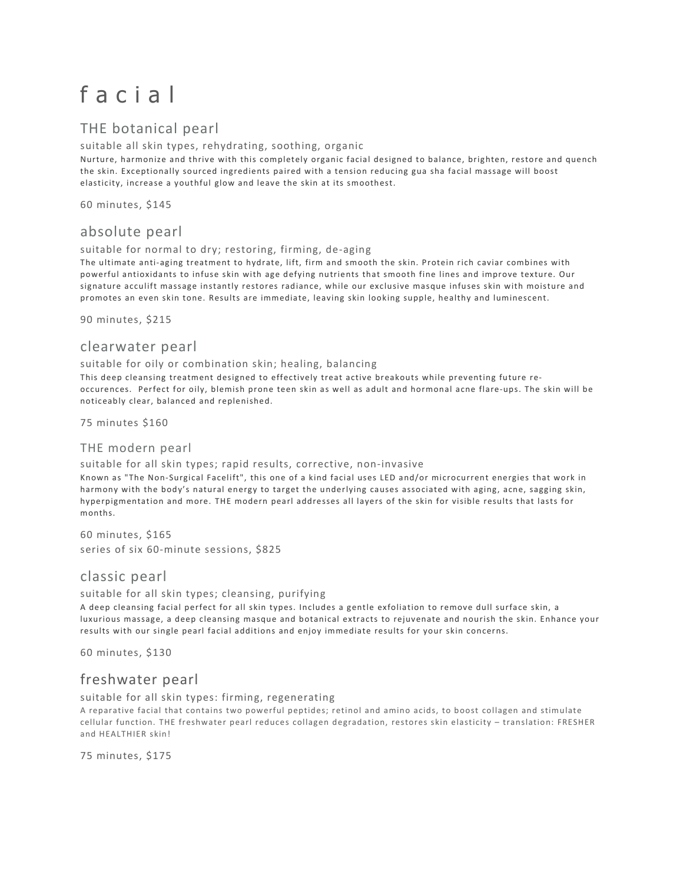# f a c i a l

## THE botanical pearl

suitable all skin types, rehydrating, soothing, organic

Nurture, harmonize and thrive with this completely organic facial designed to balance, brighten, restore and quench the skin. Exceptionally sourced ingredients paired with a tension reducing gua sha facial massage will boost elasticity, increase a youthful glow and leave the skin at its smoothest.

60 minutes, $145

## absolute pearl

suitable for normal to dry; restoring, firming, de-aging

The ultimate anti-aging treatment to hydrate, lift, firm and smooth the skin. Protein rich caviar combines with powerful antioxidants to infuse skin with age defying nutrients that smooth fine lines and improve texture. Our signature acculift massage instantly restores radiance, while our exclusive masque infuses skin with moisture and promotes an even skin tone. Results are immediate, leaving skin looking supple, healthy and luminescent.

90 minutes, $215

## clearwater pearl

suitable for oily or combination skin; healing, balancing

This deep cleansing treatment designed to effectively treat active breakouts while preventing future re-occurences. Perfect for oily, blemish prone teen skin as well as adult and hormonal acne flare-ups. The skin will be noticeably clear, balanced and replenished.

75 minutes $160

## THE modern pearl

suitable for all skin types; rapid results, corrective, non-invasive

Known as "The Non-Surgical Facelift", this one of a kind facial uses LED and/or microcurrent energies that work in harmony with the body's natural energy to target the underlying causes associated with aging, acne, sagging skin, hyperpigmentation and more. THE modern pearl addresses all layers of the skin for visible results that lasts for months.

60 minutes, $165
series of six 60-minute sessions, $825

## classic pearl

suitable for all skin types; cleansing, purifying

A deep cleansing facial perfect for all skin types. Includes a gentle exfoliation to remove dull surface skin, a luxurious massage, a deep cleansing masque and botanical extracts to rejuvenate and nourish the skin. Enhance your results with our single pearl facial additions and enjoy immediate results for your skin concerns.

60 minutes, $130

## freshwater pearl

suitable for all skin types: firming, regenerating

A reparative facial that contains two powerful peptides; retinol and amino acids, to boost collagen and stimulate cellular function. THE freshwater pearl reduces collagen degradation, restores skin elasticity – translation: FRESHER and HEALTHIER skin!

75 minutes, $175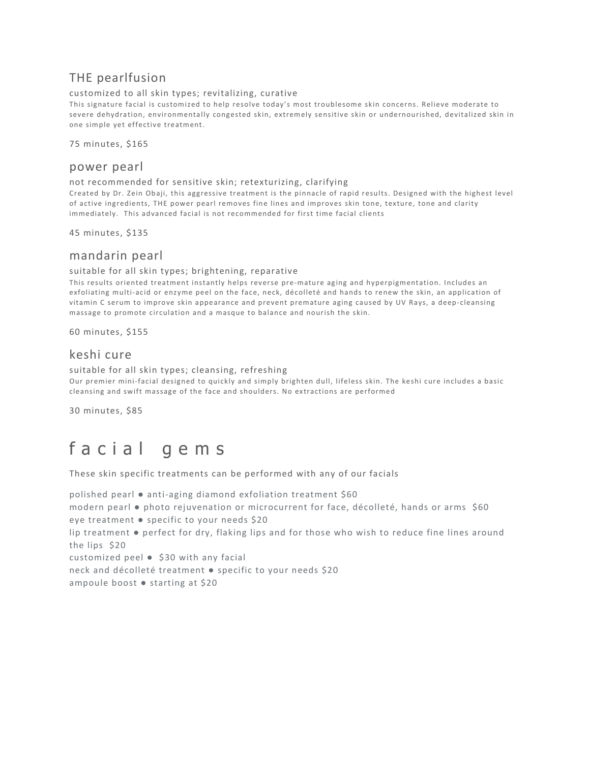## THE pearlfusion

customized to all skin types; revitalizing, curative

This signature facial is customized to help resolve today's most troublesome skin concerns. Relieve moderate to severe dehydration, environmentally congested skin, extremely sensitive skin or undernourished, devitalized skin in one simple yet effective treatment.

75 minutes, $165

## power pearl

not recommended for sensitive skin; retexturizing, clarifying

Created by Dr. Zein Obaji, this aggressive treatment is the pinnacle of rapid results. Designed with the highest level of active ingredients, THE power pearl removes fine lines and improves skin tone, texture, tone and clarity immediately. This advanced facial is not recommended for first time facial clients

45 minutes, $135

## mandarin pearl

suitable for all skin types; brightening, reparative

This results oriented treatment instantly helps reverse pre-mature aging and hyperpigmentation. Includes an exfoliating multi-acid or enzyme peel on the face, neck, décolleté and hands to renew the skin, an application of vitamin C serum to improve skin appearance and prevent premature aging caused by UV Rays, a deep-cleansing massage to promote circulation and a masque to balance and nourish the skin.

60 minutes, $155

## keshi cure

suitable for all skin types; cleansing, refreshing

Our premier mini-facial designed to quickly and simply brighten dull, lifeless skin. The keshi cure includes a basic cleansing and swift massage of the face and shoulders. No extractions are performed

30 minutes, $85

# facial gems

These skin specific treatments can be performed with any of our facials

polished pearl ● anti-aging diamond exfoliation treatment $60
modern pearl ● photo rejuvenation or microcurrent for face, décolleté, hands or arms $60
eye treatment ● specific to your needs $20
lip treatment ● perfect for dry, flaking lips and for those who wish to reduce fine lines around the lips $20
customized peel ● $30 with any facial
neck and décolleté treatment ● specific to your needs $20
ampoule boost ● starting at $20